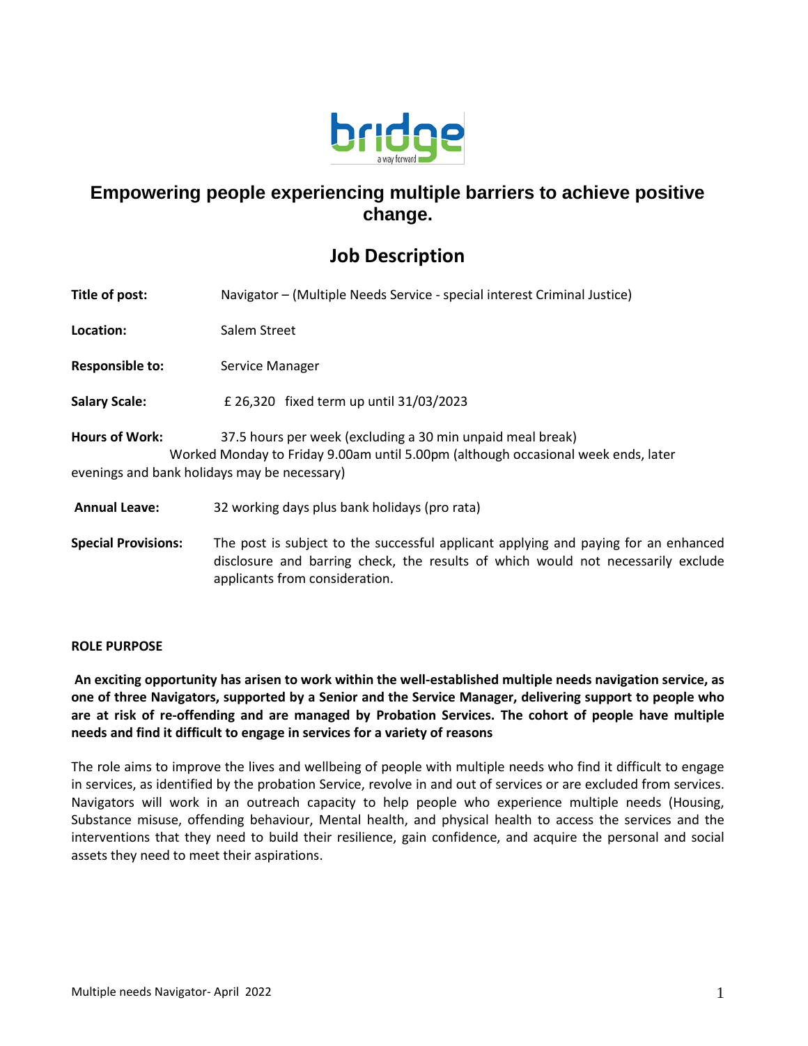# Empowering people experiencing multiple barriers to achieve positive change.

## Job Description

**Title of post:** Navigator – (Multiple Needs Service - special interest Criminal Justice)

**Location:** Salem Street

**Responsible to:** Service Manager

**Salary Scale:** £ 26,320 fixed term up until 31/03/2023

**Hours of Work:** 37.5 hours per week (excluding a 30 min unpaid meal break)
Worked Monday to Friday 9.00am until 5.00pm (although occasional week ends, later evenings and bank holidays may be necessary)

**Annual Leave:** 32 working days plus bank holidays (pro rata)

**Special Provisions:** The post is subject to the successful applicant applying and paying for an enhanced disclosure and barring check, the results of which would not necessarily exclude applicants from consideration.

**ROLE PURPOSE**

**An exciting opportunity has arisen to work within the well-established multiple needs navigation service, as one of three Navigators, supported by a Senior and the Service Manager, delivering support to people who are at risk of re-offending and are managed by Probation Services. The cohort of people have multiple needs and find it difficult to engage in services for a variety of reasons**

The role aims to improve the lives and wellbeing of people with multiple needs who find it difficult to engage in services, as identified by the probation Service, revolve in and out of services or are excluded from services. Navigators will work in an outreach capacity to help people who experience multiple needs (Housing, Substance misuse, offending behaviour, Mental health, and physical health to access the services and the interventions that they need to build their resilience, gain confidence, and acquire the personal and social assets they need to meet their aspirations.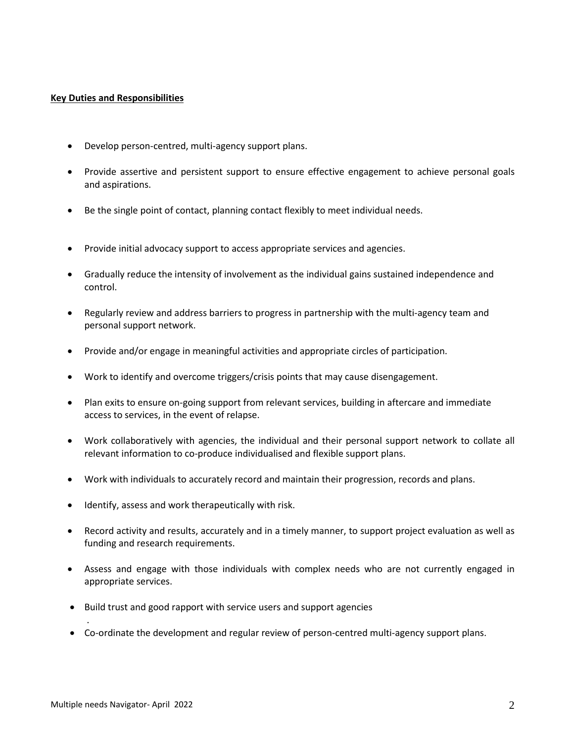**Key Duties and Responsibilities**

- Develop person-centred, multi-agency support plans.
- Provide assertive and persistent support to ensure effective engagement to achieve personal goals and aspirations.
- Be the single point of contact, planning contact flexibly to meet individual needs.
- Provide initial advocacy support to access appropriate services and agencies.
- Gradually reduce the intensity of involvement as the individual gains sustained independence and control.
- Regularly review and address barriers to progress in partnership with the multi-agency team and personal support network.
- Provide and/or engage in meaningful activities and appropriate circles of participation.
- Work to identify and overcome triggers/crisis points that may cause disengagement.
- Plan exits to ensure on-going support from relevant services, building in aftercare and immediate access to services, in the event of relapse.
- Work collaboratively with agencies, the individual and their personal support network to collate all relevant information to co-produce individualised and flexible support plans.
- Work with individuals to accurately record and maintain their progression, records and plans.
- Identify, assess and work therapeutically with risk.
- Record activity and results, accurately and in a timely manner, to support project evaluation as well as funding and research requirements.
- Assess and engage with those individuals with complex needs who are not currently engaged in appropriate services.
- Build trust and good rapport with service users and support agencies
- Co-ordinate the development and regular review of person-centred multi-agency support plans.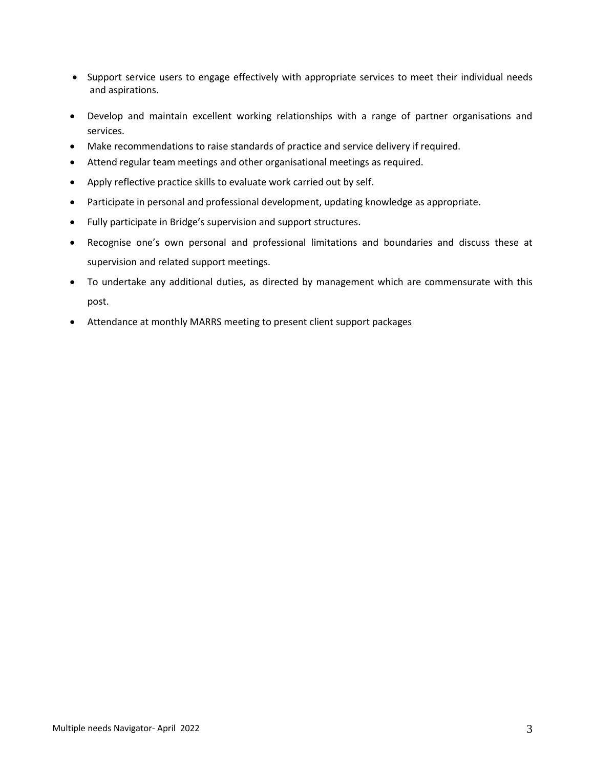- Support service users to engage effectively with appropriate services to meet their individual needs and aspirations.
- Develop and maintain excellent working relationships with a range of partner organisations and services.
- Make recommendations to raise standards of practice and service delivery if required.
- Attend regular team meetings and other organisational meetings as required.
- Apply reflective practice skills to evaluate work carried out by self.
- Participate in personal and professional development, updating knowledge as appropriate.
- Fully participate in Bridge's supervision and support structures.
- Recognise one's own personal and professional limitations and boundaries and discuss these at supervision and related support meetings.
- To undertake any additional duties, as directed by management which are commensurate with this post.
- Attendance at monthly MARRS meeting to present client support packages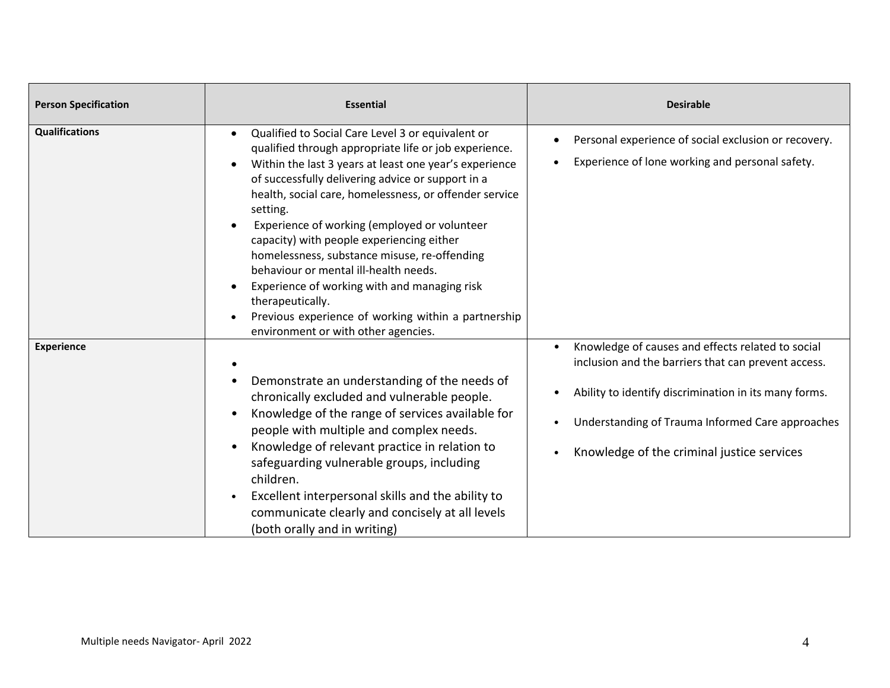| Person Specification | Essential | Desirable |
|---|---|---|
| **Qualifications** | • Qualified to Social Care Level 3 or equivalent or qualified through appropriate life or job experience.<br>• Within the last 3 years at least one year's experience of successfully delivering advice or support in a health, social care, homelessness, or offender service setting.<br>• Experience of working (employed or volunteer capacity) with people experiencing either homelessness, substance misuse, re-offending behaviour or mental ill-health needs.<br>• Experience of working with and managing risk therapeutically.<br>• Previous experience of working within a partnership environment or with other agencies. | • Personal experience of social exclusion or recovery.<br>• Experience of lone working and personal safety. |
| **Experience** | •<br>• Demonstrate an understanding of the needs of chronically excluded and vulnerable people.<br>• Knowledge of the range of services available for people with multiple and complex needs.<br>• Knowledge of relevant practice in relation to safeguarding vulnerable groups, including children.<br>• Excellent interpersonal skills and the ability to communicate clearly and concisely at all levels (both orally and in writing) | • Knowledge of causes and effects related to social inclusion and the barriers that can prevent access.<br>• Ability to identify discrimination in its many forms.<br>• Understanding of Trauma Informed Care approaches<br>• Knowledge of the criminal justice services |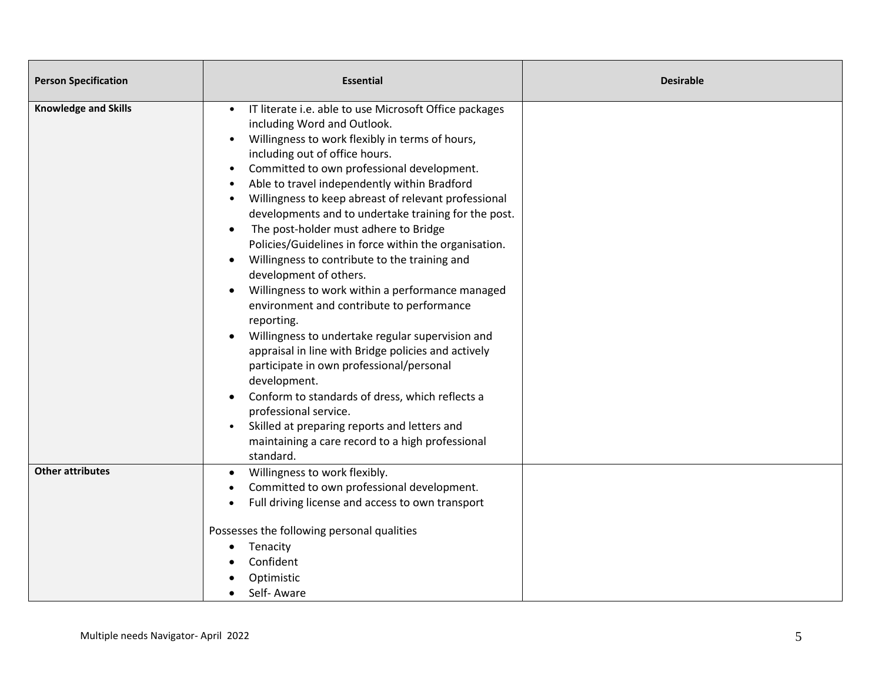| Person Specification | Essential | Desirable |
| --- | --- | --- |
| **Knowledge and Skills** | • IT literate i.e. able to use Microsoft Office packages including Word and Outlook.<br>• Willingness to work flexibly in terms of hours, including out of office hours.<br>• Committed to own professional development.<br>• Able to travel independently within Bradford<br>• Willingness to keep abreast of relevant professional developments and to undertake training for the post.<br>• The post-holder must adhere to Bridge Policies/Guidelines in force within the organisation.<br>• Willingness to contribute to the training and development of others.<br>• Willingness to work within a performance managed environment and contribute to performance reporting.<br>• Willingness to undertake regular supervision and appraisal in line with Bridge policies and actively participate in own professional/personal development.<br>• Conform to standards of dress, which reflects a professional service.<br>• Skilled at preparing reports and letters and maintaining a care record to a high professional standard. | |
| **Other attributes** | • Willingness to work flexibly.<br>• Committed to own professional development.<br>• Full driving license and access to own transport<br><br>Possesses the following personal qualities<br>• Tenacity<br>• Confident<br>• Optimistic<br>• Self- Aware | |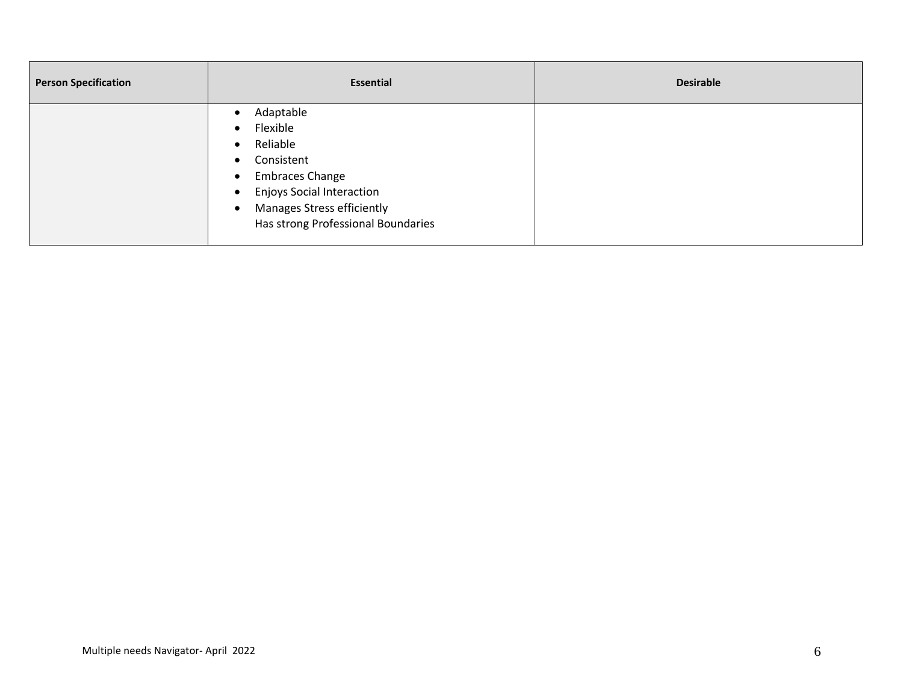| Person Specification | Essential | Desirable |
|---|---|---|
| | • Adaptable<br>• Flexible<br>• Reliable<br>• Consistent<br>• Embraces Change<br>• Enjoys Social Interaction<br>• Manages Stress efficiently<br>Has strong Professional Boundaries | |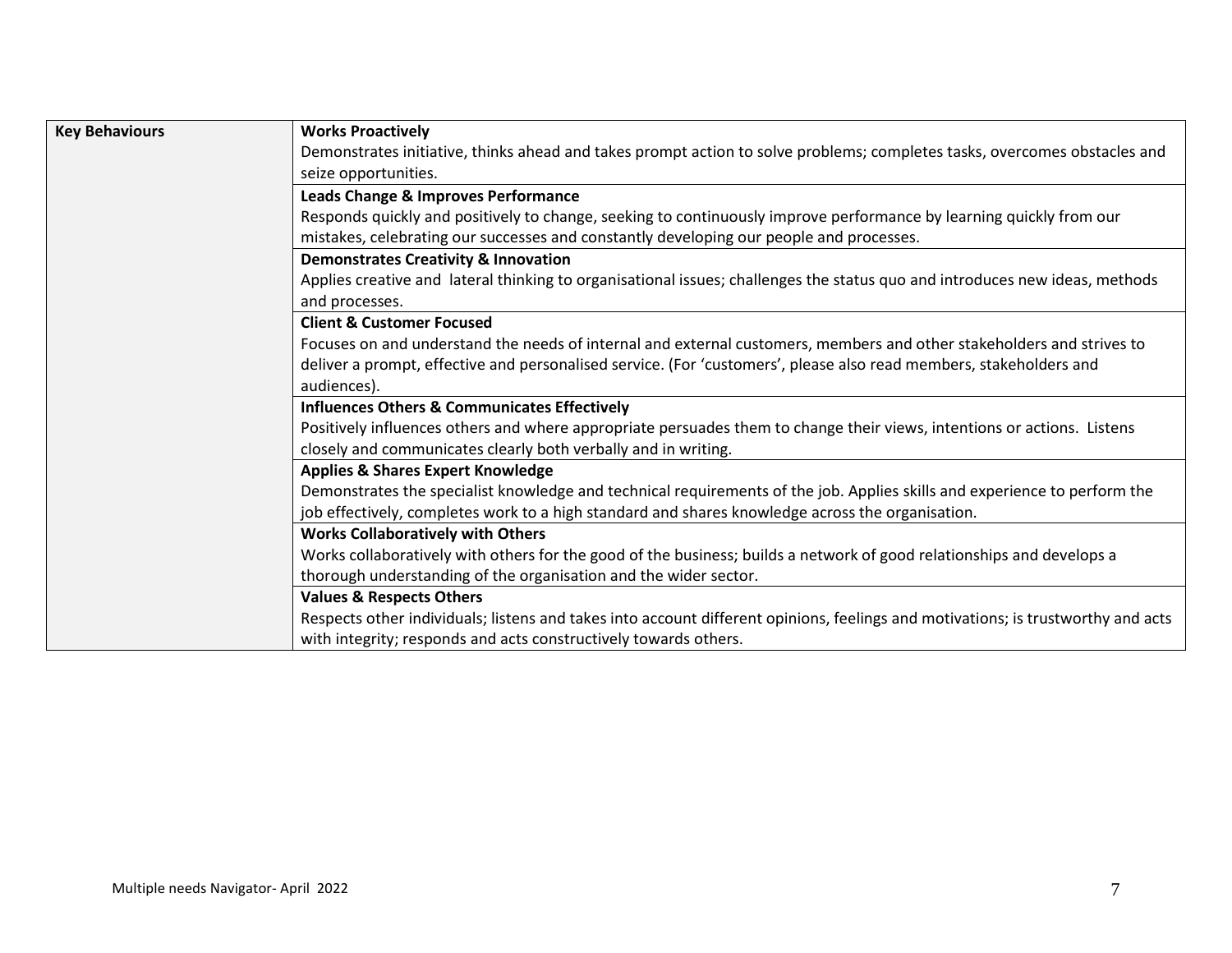| | |
|---|---|
| **Key Behaviours** | **Works Proactively**<br>Demonstrates initiative, thinks ahead and takes prompt action to solve problems; completes tasks, overcomes obstacles and seize opportunities. |
| | **Leads Change & Improves Performance**<br>Responds quickly and positively to change, seeking to continuously improve performance by learning quickly from our mistakes, celebrating our successes and constantly developing our people and processes. |
| | **Demonstrates Creativity & Innovation**<br>Applies creative and lateral thinking to organisational issues; challenges the status quo and introduces new ideas, methods and processes. |
| | **Client & Customer Focused**<br>Focuses on and understand the needs of internal and external customers, members and other stakeholders and strives to deliver a prompt, effective and personalised service. (For 'customers', please also read members, stakeholders and audiences). |
| | **Influences Others & Communicates Effectively**<br>Positively influences others and where appropriate persuades them to change their views, intentions or actions. Listens closely and communicates clearly both verbally and in writing. |
| | **Applies & Shares Expert Knowledge**<br>Demonstrates the specialist knowledge and technical requirements of the job. Applies skills and experience to perform the job effectively, completes work to a high standard and shares knowledge across the organisation. |
| | **Works Collaboratively with Others**<br>Works collaboratively with others for the good of the business; builds a network of good relationships and develops a thorough understanding of the organisation and the wider sector. |
| | **Values & Respects Others**<br>Respects other individuals; listens and takes into account different opinions, feelings and motivations; is trustworthy and acts with integrity; responds and acts constructively towards others. |